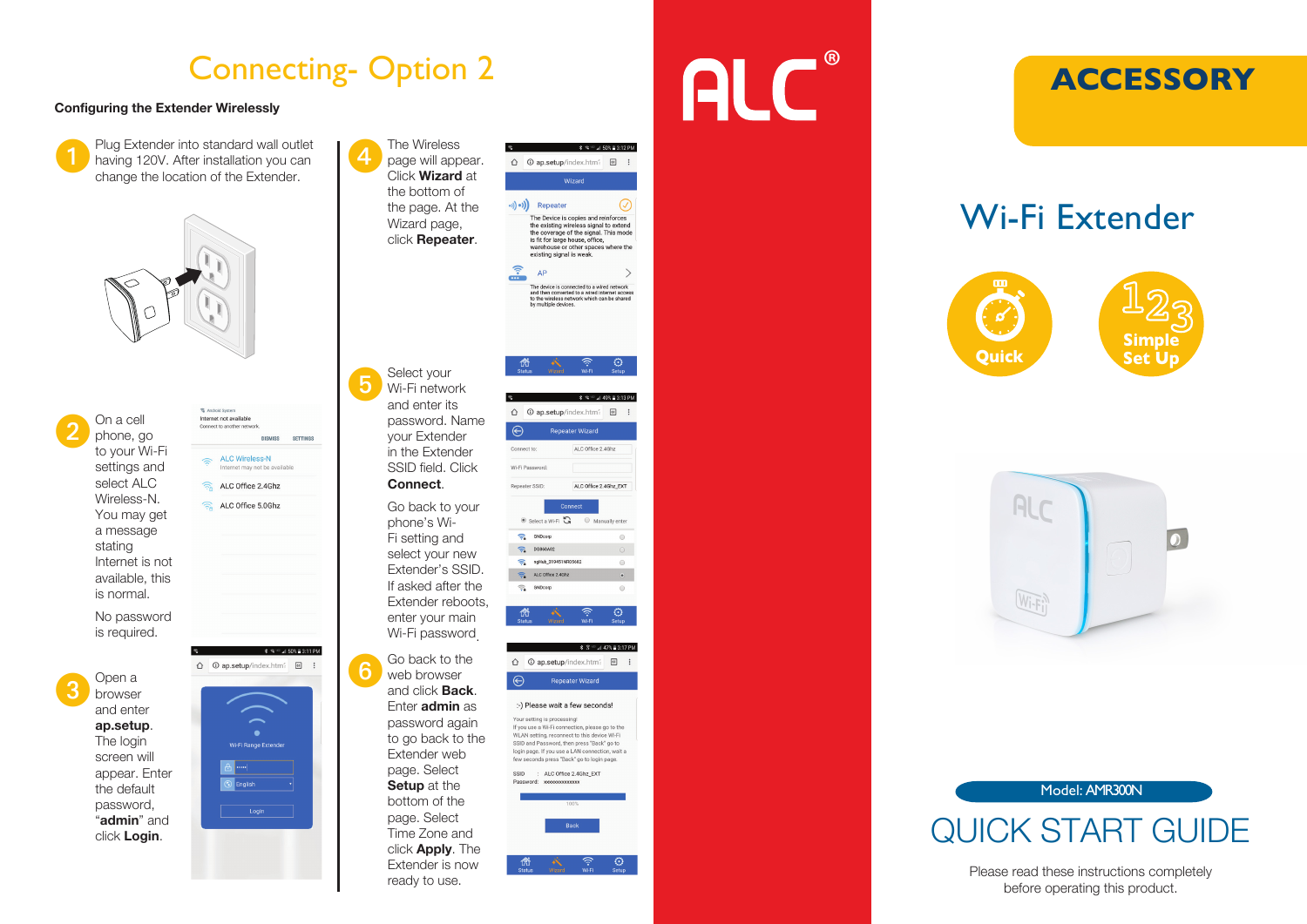# Connecting- Option 2

**Configuring the Extender Wirelessly**

1. Plug Extender into standard wall outlet having 120V. After installation you can change the location of the Extender.

2. On a cell phone, go to your Wi-Fi settings and select ALC Wireless-N. You may get a message stating Internet is not available, this is normal.

   No password is required.

3. Open a browser and enter **ap.setup**. The login screen will appear. Enter the default password, "**admin**" and click **Login**.

4. The Wireless page will appear. Click **Wizard** at the bottom of the page. At the Wizard page, click **Repeater**.

5. Select your Wi-Fi network and enter its password. Name your Extender in the Extender SSID field. Click **Connect**.

   Go back to your phone's Wi-Fi setting and select your new Extender's SSID. If asked after the Extender reboots, enter your main Wi-Fi password.

6. Go back to the web browser and click **Back**. Enter **admin** as password again to go back to the Extender web page. Select **Setup** at the bottom of the page. Select Time Zone and click **Apply**. The Extender is now ready to use.

ALC®

ACCESSORY

# Wi-Fi Extender

Quick

Simple Set Up

Model: AMR300N

# QUICK START GUIDE

Please read these instructions completely before operating this product.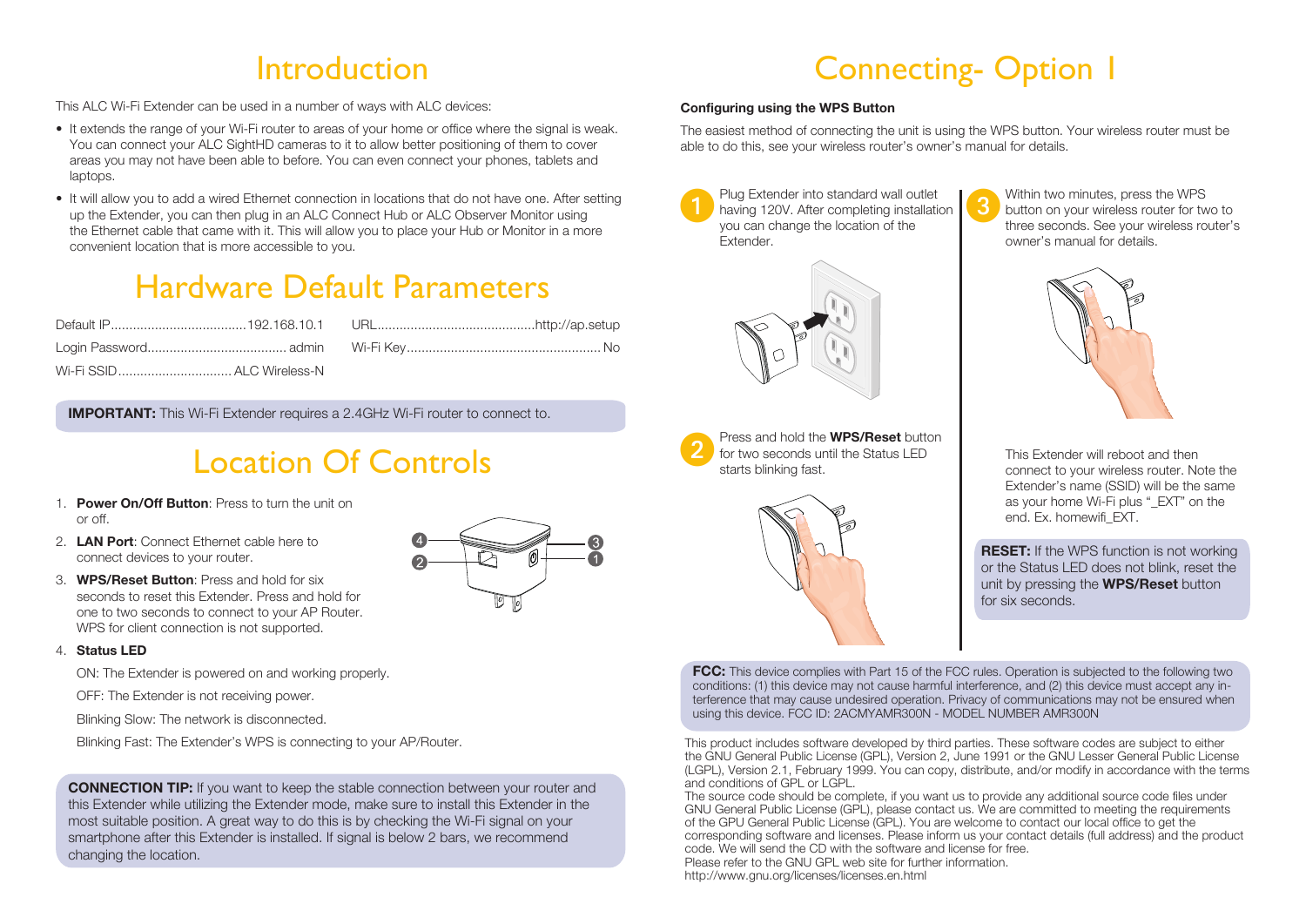# Introduction

This ALC Wi-Fi Extender can be used in a number of ways with ALC devices:

- It extends the range of your Wi-Fi router to areas of your home or office where the signal is weak. You can connect your ALC SightHD cameras to it to allow better positioning of them to cover areas you may not have been able to before. You can even connect your phones, tablets and laptops.
- It will allow you to add a wired Ethernet connection in locations that do not have one. After setting up the Extender, you can then plug in an ALC Connect Hub or ALC Observer Monitor using the Ethernet cable that came with it. This will allow you to place your Hub or Monitor in a more convenient location that is more accessible to you.

# Hardware Default Parameters

Default IP....................................192.168.10.1

Login Password..................................... admin

Wi-Fi SSID.............................. ALC Wireless-N

URL..........................................http://ap.setup

Wi-Fi Key.................................................... No

**IMPORTANT:** This Wi-Fi Extender requires a 2.4GHz Wi-Fi router to connect to.

# Location Of Controls

1. **Power On/Off Button**: Press to turn the unit on or off.
2. **LAN Port**: Connect Ethernet cable here to connect devices to your router.
3. **WPS/Reset Button**: Press and hold for six seconds to reset this Extender. Press and hold for one to two seconds to connect to your AP Router. WPS for client connection is not supported.
4. **Status LED**

   ON: The Extender is powered on and working properly.

   OFF: The Extender is not receiving power.

   Blinking Slow: The network is disconnected.

   Blinking Fast: The Extender's WPS is connecting to your AP/Router.

**CONNECTION TIP:** If you want to keep the stable connection between your router and this Extender while utilizing the Extender mode, make sure to install this Extender in the most suitable position. A great way to do this is by checking the Wi-Fi signal on your smartphone after this Extender is installed. If signal is below 2 bars, we recommend changing the location.

# Connecting- Option 1

**Configuring using the WPS Button**

The easiest method of connecting the unit is using the WPS button. Your wireless router must be able to do this, see your wireless router's owner's manual for details.

1. Plug Extender into standard wall outlet having 120V. After completing installation you can change the location of the Extender.
2. Press and hold the **WPS/Reset** button for two seconds until the Status LED starts blinking fast.
3. Within two minutes, press the WPS button on your wireless router for two to three seconds. See your wireless router's owner's manual for details.

This Extender will reboot and then connect to your wireless router. Note the Extender's name (SSID) will be the same as your home Wi-Fi plus "_EXT" on the end. Ex. homewifi_EXT.

**RESET:** If the WPS function is not working or the Status LED does not blink, reset the unit by pressing the **WPS/Reset** button for six seconds.

**FCC:** This device complies with Part 15 of the FCC rules. Operation is subjected to the following two conditions: (1) this device may not cause harmful interference, and (2) this device must accept any interference that may cause undesired operation. Privacy of communications may not be ensured when using this device. FCC ID: 2ACMYAMR300N - MODEL NUMBER AMR300N

This product includes software developed by third parties. These software codes are subject to either the GNU General Public License (GPL), Version 2, June 1991 or the GNU Lesser General Public License (LGPL), Version 2.1, February 1999. You can copy, distribute, and/or modify in accordance with the terms and conditions of GPL or LGPL.

The source code should be complete, if you want us to provide any additional source code files under GNU General Public License (GPL), please contact us. We are committed to meeting the requirements of the GPU General Public License (GPL). You are welcome to contact our local office to get the corresponding software and licenses. Please inform us your contact details (full address) and the product code. We will send the CD with the software and license for free.

Please refer to the GNU GPL web site for further information.

http://www.gnu.org/licenses/licenses.en.html